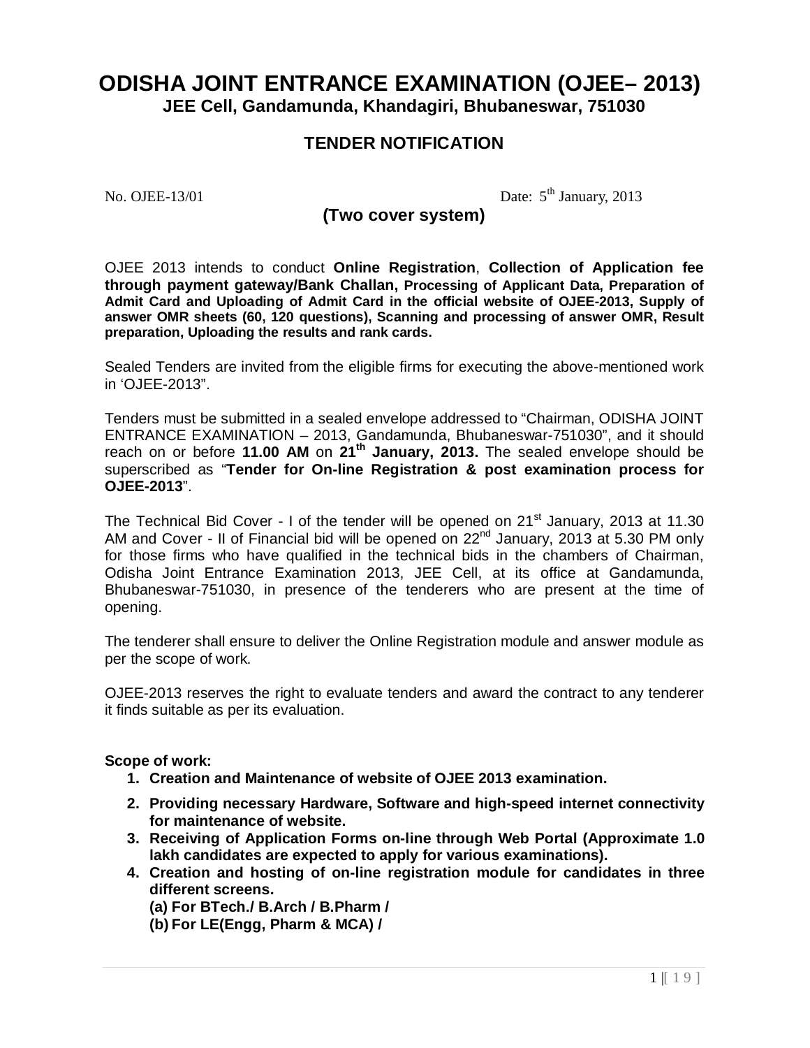# ODISHA JOINT ENTRANCE EXAMINATION (OJEE– 2013)

### JEE Cell, Gandamunda, Khandagiri, Bhubaneswar, 751030

## TENDER NOTIFICATION

No. OJEE-13/01 Date: 5th January, 2013

### (Two cover system)

OJEE 2013 intends to conduct **Online Registration**, **Collection of Application fee through payment gateway/Bank Challan, Processing of Applicant Data, Preparation of Admit Card and Uploading of Admit Card in the official website of OJEE-2013, Supply of answer OMR sheets (60, 120 questions), Scanning and processing of answer OMR, Result preparation, Uploading the results and rank cards.**

Sealed Tenders are invited from the eligible firms for executing the above-mentioned work in 'OJEE-2013".

Tenders must be submitted in a sealed envelope addressed to "Chairman, ODISHA JOINT ENTRANCE EXAMINATION – 2013, Gandamunda, Bhubaneswar-751030", and it should reach on or before **11.00 AM** on **21th January, 2013.** The sealed envelope should be superscribed as "**Tender for On-line Registration & post examination process for OJEE-2013**".

The Technical Bid Cover - I of the tender will be opened on 21st January, 2013 at 11.30 AM and Cover - II of Financial bid will be opened on 22nd January, 2013 at 5.30 PM only for those firms who have qualified in the technical bids in the chambers of Chairman, Odisha Joint Entrance Examination 2013, JEE Cell, at its office at Gandamunda, Bhubaneswar-751030, in presence of the tenderers who are present at the time of opening.

The tenderer shall ensure to deliver the Online Registration module and answer module as per the scope of work.

OJEE-2013 reserves the right to evaluate tenders and award the contract to any tenderer it finds suitable as per its evaluation.

**Scope of work:**

1. **Creation and Maintenance of website of OJEE 2013 examination.**
2. **Providing necessary Hardware, Software and high-speed internet connectivity for maintenance of website.**
3. **Receiving of Application Forms on-line through Web Portal (Approximate 1.0 lakh candidates are expected to apply for various examinations).**
4. **Creation and hosting of on-line registration module for candidates in three different screens.**
   **(a) For BTech./ B.Arch / B.Pharm /**
   **(b) For LE(Engg, Pharm & MCA) /**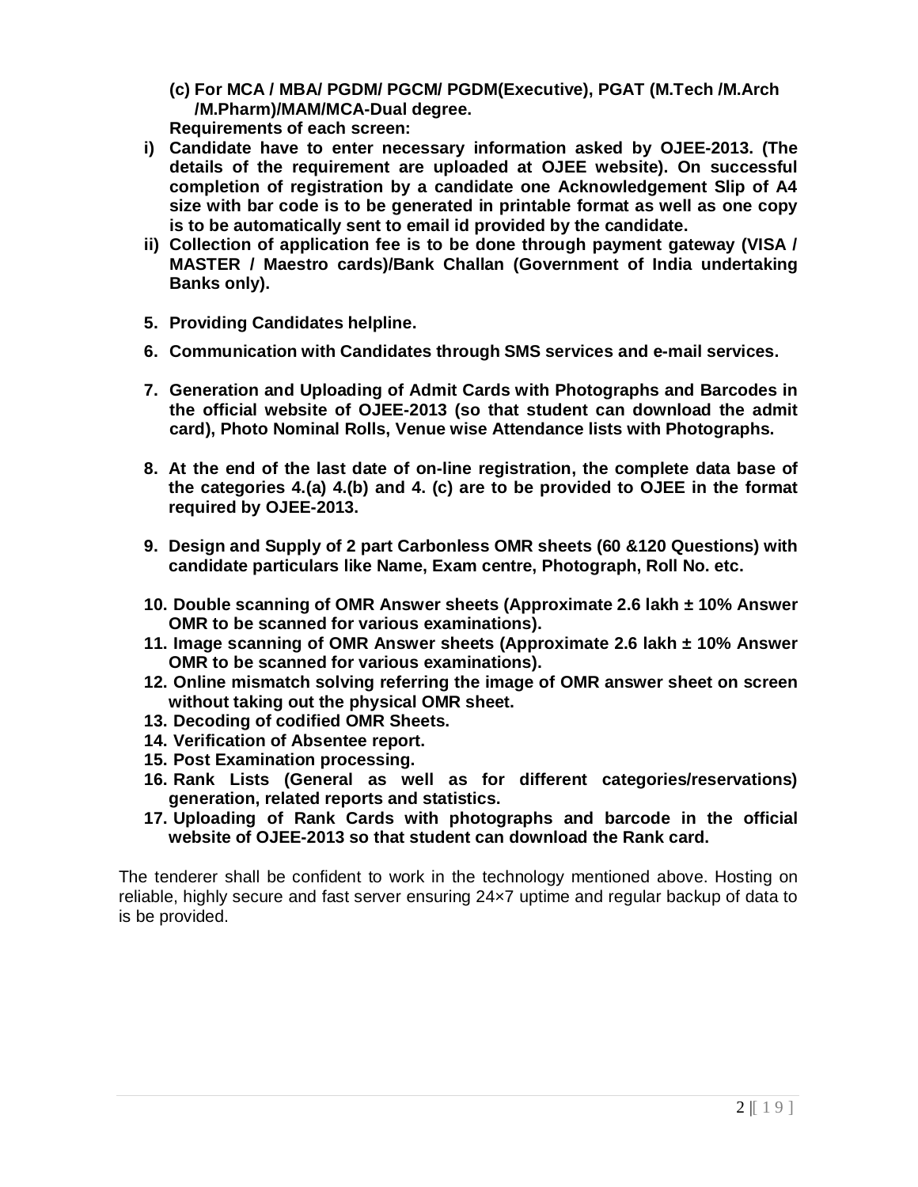**(c) For MCA / MBA/ PGDM/ PGCM/ PGDM(Executive), PGAT (M.Tech /M.Arch /M.Pharm)/MAM/MCA-Dual degree.**

**Requirements of each screen:**

- **i) Candidate have to enter necessary information asked by OJEE-2013. (The details of the requirement are uploaded at OJEE website). On successful completion of registration by a candidate one Acknowledgement Slip of A4 size with bar code is to be generated in printable format as well as one copy is to be automatically sent to email id provided by the candidate.**
- **ii) Collection of application fee is to be done through payment gateway (VISA / MASTER / Maestro cards)/Bank Challan (Government of India undertaking Banks only).**

5. **Providing Candidates helpline.**
6. **Communication with Candidates through SMS services and e-mail services.**
7. **Generation and Uploading of Admit Cards with Photographs and Barcodes in the official website of OJEE-2013 (so that student can download the admit card), Photo Nominal Rolls, Venue wise Attendance lists with Photographs.**
8. **At the end of the last date of on-line registration, the complete data base of the categories 4.(a) 4.(b) and 4. (c) are to be provided to OJEE in the format required by OJEE-2013.**
9. **Design and Supply of 2 part Carbonless OMR sheets (60 &120 Questions) with candidate particulars like Name, Exam centre, Photograph, Roll No. etc.**
10. **Double scanning of OMR Answer sheets (Approximate 2.6 lakh ± 10% Answer OMR to be scanned for various examinations).**
11. **Image scanning of OMR Answer sheets (Approximate 2.6 lakh ± 10% Answer OMR to be scanned for various examinations).**
12. **Online mismatch solving referring the image of OMR answer sheet on screen without taking out the physical OMR sheet.**
13. **Decoding of codified OMR Sheets.**
14. **Verification of Absentee report.**
15. **Post Examination processing.**
16. **Rank Lists (General as well as for different categories/reservations) generation, related reports and statistics.**
17. **Uploading of Rank Cards with photographs and barcode in the official website of OJEE-2013 so that student can download the Rank card.**

The tenderer shall be confident to work in the technology mentioned above. Hosting on reliable, highly secure and fast server ensuring 24×7 uptime and regular backup of data to is be provided.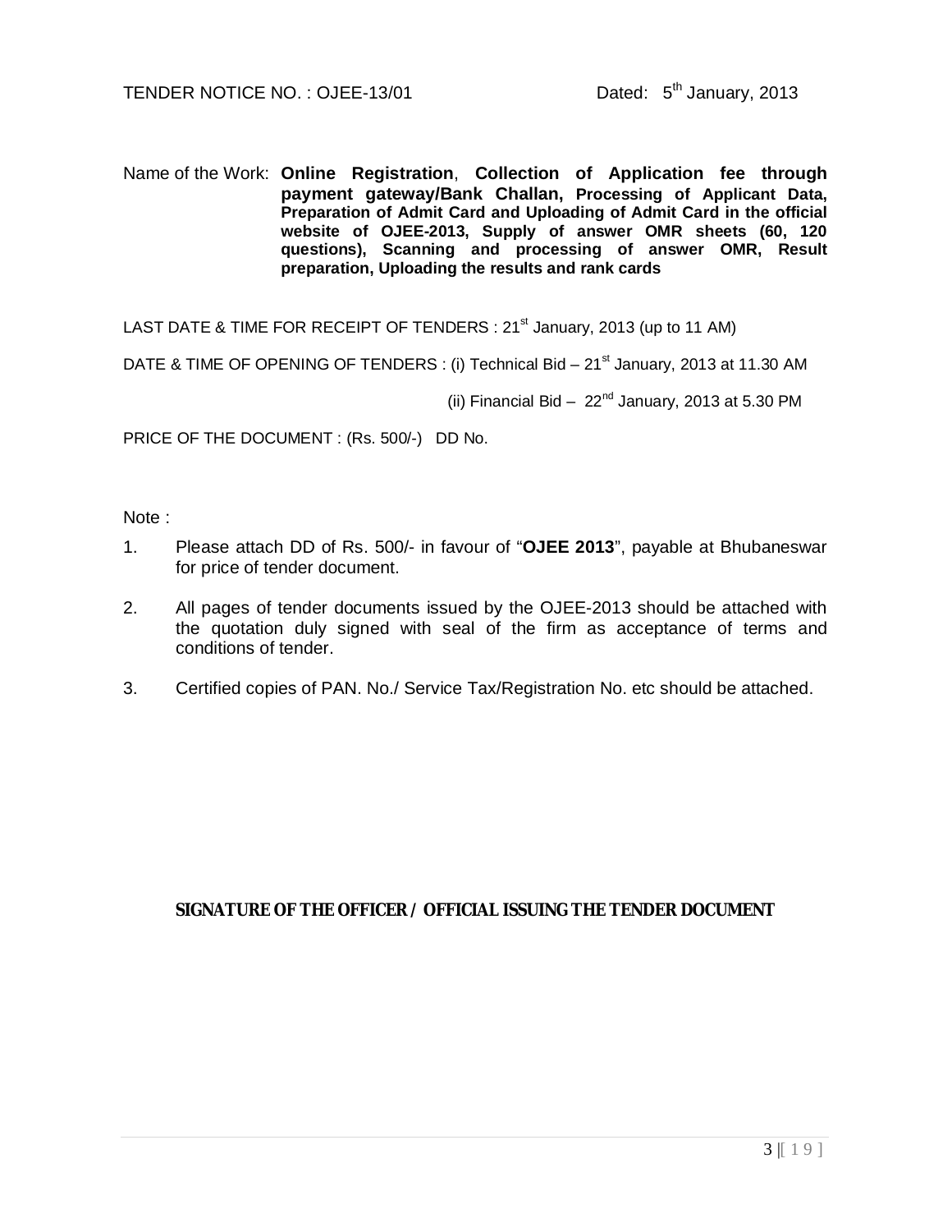TENDER NOTICE NO. : OJEE-13/01 Dated: 5th January, 2013

Name of the Work: **Online Registration**, **Collection of Application fee through payment gateway/Bank Challan, Processing of Applicant Data, Preparation of Admit Card and Uploading of Admit Card in the official website of OJEE-2013, Supply of answer OMR sheets (60, 120 questions), Scanning and processing of answer OMR, Result preparation, Uploading the results and rank cards**

LAST DATE & TIME FOR RECEIPT OF TENDERS : 21st January, 2013 (up to 11 AM)

DATE & TIME OF OPENING OF TENDERS : (i) Technical Bid – 21st January, 2013 at 11.30 AM

(ii) Financial Bid – 22nd January, 2013 at 5.30 PM

PRICE OF THE DOCUMENT : (Rs. 500/-) DD No.

Note :

1. Please attach DD of Rs. 500/- in favour of "**OJEE 2013**", payable at Bhubaneswar for price of tender document.
2. All pages of tender documents issued by the OJEE-2013 should be attached with the quotation duly signed with seal of the firm as acceptance of terms and conditions of tender.
3. Certified copies of PAN. No./ Service Tax/Registration No. etc should be attached.

**SIGNATURE OF THE OFFICER / OFFICIAL ISSUING THE TENDER DOCUMENT**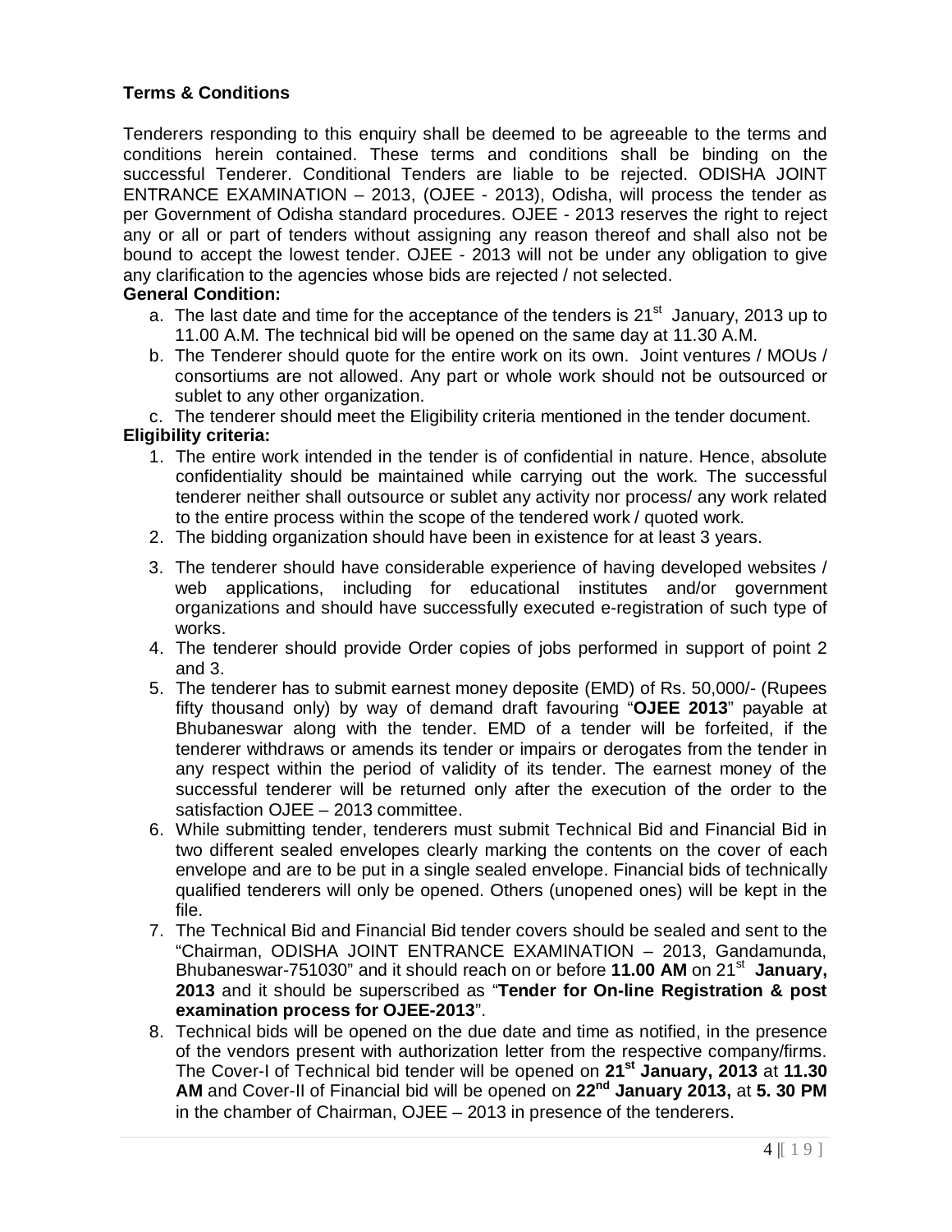**Terms & Conditions**

Tenderers responding to this enquiry shall be deemed to be agreeable to the terms and conditions herein contained. These terms and conditions shall be binding on the successful Tenderer. Conditional Tenders are liable to be rejected. ODISHA JOINT ENTRANCE EXAMINATION – 2013, (OJEE - 2013), Odisha, will process the tender as per Government of Odisha standard procedures. OJEE - 2013 reserves the right to reject any or all or part of tenders without assigning any reason thereof and shall also not be bound to accept the lowest tender. OJEE - 2013 will not be under any obligation to give any clarification to the agencies whose bids are rejected / not selected.

**General Condition:**

a. The last date and time for the acceptance of the tenders is 21st January, 2013 up to 11.00 A.M. The technical bid will be opened on the same day at 11.30 A.M.
b. The Tenderer should quote for the entire work on its own. Joint ventures / MOUs / consortiums are not allowed. Any part or whole work should not be outsourced or sublet to any other organization.
c. The tenderer should meet the Eligibility criteria mentioned in the tender document.

**Eligibility criteria:**

1. The entire work intended in the tender is of confidential in nature. Hence, absolute confidentiality should be maintained while carrying out the work. The successful tenderer neither shall outsource or sublet any activity nor process/ any work related to the entire process within the scope of the tendered work / quoted work.
2. The bidding organization should have been in existence for at least 3 years.
3. The tenderer should have considerable experience of having developed websites / web applications, including for educational institutes and/or government organizations and should have successfully executed e-registration of such type of works.
4. The tenderer should provide Order copies of jobs performed in support of point 2 and 3.
5. The tenderer has to submit earnest money deposite (EMD) of Rs. 50,000/- (Rupees fifty thousand only) by way of demand draft favouring "**OJEE 2013**" payable at Bhubaneswar along with the tender. EMD of a tender will be forfeited, if the tenderer withdraws or amends its tender or impairs or derogates from the tender in any respect within the period of validity of its tender. The earnest money of the successful tenderer will be returned only after the execution of the order to the satisfaction OJEE – 2013 committee.
6. While submitting tender, tenderers must submit Technical Bid and Financial Bid in two different sealed envelopes clearly marking the contents on the cover of each envelope and are to be put in a single sealed envelope. Financial bids of technically qualified tenderers will only be opened. Others (unopened ones) will be kept in the file.
7. The Technical Bid and Financial Bid tender covers should be sealed and sent to the "Chairman, ODISHA JOINT ENTRANCE EXAMINATION – 2013, Gandamunda, Bhubaneswar-751030" and it should reach on or before **11.00 AM** on 21st **January, 2013** and it should be superscribed as "**Tender for On-line Registration & post examination process for OJEE-2013**".
8. Technical bids will be opened on the due date and time as notified, in the presence of the vendors present with authorization letter from the respective company/firms. The Cover-I of Technical bid tender will be opened on **21st January, 2013** at **11.30 AM** and Cover-II of Financial bid will be opened on **22nd January 2013,** at **5. 30 PM** in the chamber of Chairman, OJEE – 2013 in presence of the tenderers.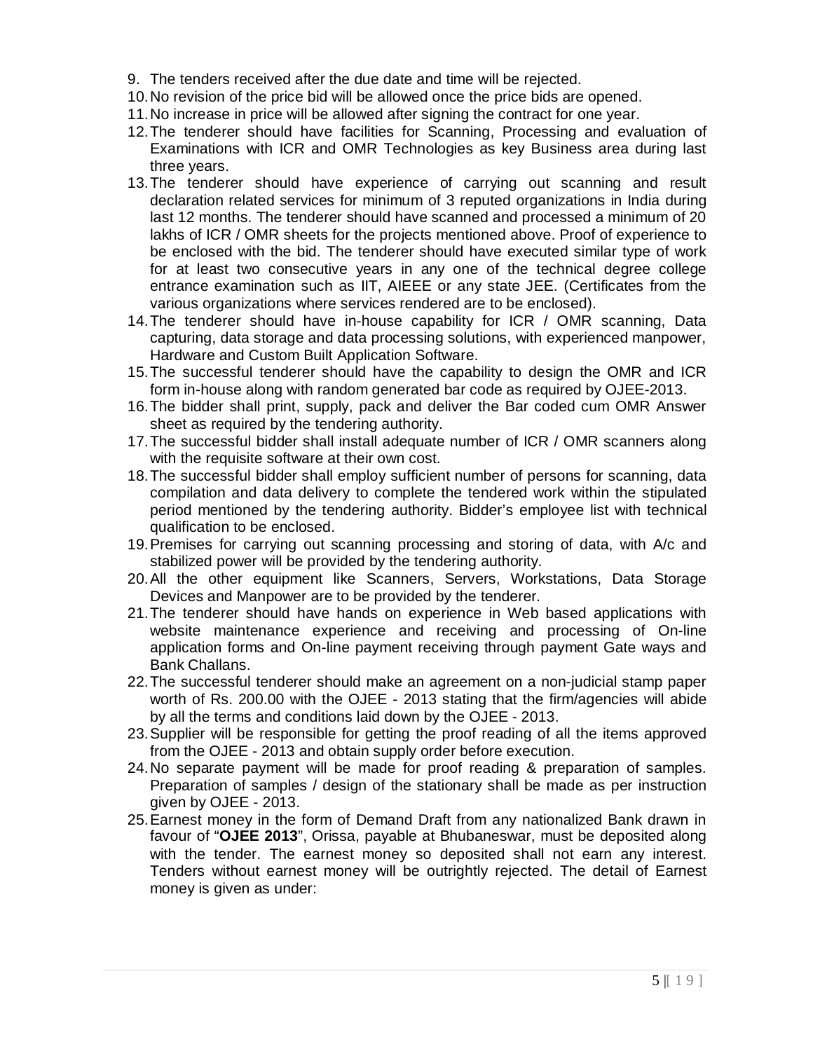9. The tenders received after the due date and time will be rejected.
10. No revision of the price bid will be allowed once the price bids are opened.
11. No increase in price will be allowed after signing the contract for one year.
12. The tenderer should have facilities for Scanning, Processing and evaluation of Examinations with ICR and OMR Technologies as key Business area during last three years.
13. The tenderer should have experience of carrying out scanning and result declaration related services for minimum of 3 reputed organizations in India during last 12 months. The tenderer should have scanned and processed a minimum of 20 lakhs of ICR / OMR sheets for the projects mentioned above. Proof of experience to be enclosed with the bid. The tenderer should have executed similar type of work for at least two consecutive years in any one of the technical degree college entrance examination such as IIT, AIEEE or any state JEE. (Certificates from the various organizations where services rendered are to be enclosed).
14. The tenderer should have in-house capability for ICR / OMR scanning, Data capturing, data storage and data processing solutions, with experienced manpower, Hardware and Custom Built Application Software.
15. The successful tenderer should have the capability to design the OMR and ICR form in-house along with random generated bar code as required by OJEE-2013.
16. The bidder shall print, supply, pack and deliver the Bar coded cum OMR Answer sheet as required by the tendering authority.
17. The successful bidder shall install adequate number of ICR / OMR scanners along with the requisite software at their own cost.
18. The successful bidder shall employ sufficient number of persons for scanning, data compilation and data delivery to complete the tendered work within the stipulated period mentioned by the tendering authority. Bidder's employee list with technical qualification to be enclosed.
19. Premises for carrying out scanning processing and storing of data, with A/c and stabilized power will be provided by the tendering authority.
20. All the other equipment like Scanners, Servers, Workstations, Data Storage Devices and Manpower are to be provided by the tenderer.
21. The tenderer should have hands on experience in Web based applications with website maintenance experience and receiving and processing of On-line application forms and On-line payment receiving through payment Gate ways and Bank Challans.
22. The successful tenderer should make an agreement on a non-judicial stamp paper worth of Rs. 200.00 with the OJEE - 2013 stating that the firm/agencies will abide by all the terms and conditions laid down by the OJEE - 2013.
23. Supplier will be responsible for getting the proof reading of all the items approved from the OJEE - 2013 and obtain supply order before execution.
24. No separate payment will be made for proof reading & preparation of samples. Preparation of samples / design of the stationary shall be made as per instruction given by OJEE - 2013.
25. Earnest money in the form of Demand Draft from any nationalized Bank drawn in favour of "**OJEE 2013**", Orissa, payable at Bhubaneswar, must be deposited along with the tender. The earnest money so deposited shall not earn any interest. Tenders without earnest money will be outrightly rejected. The detail of Earnest money is given as under: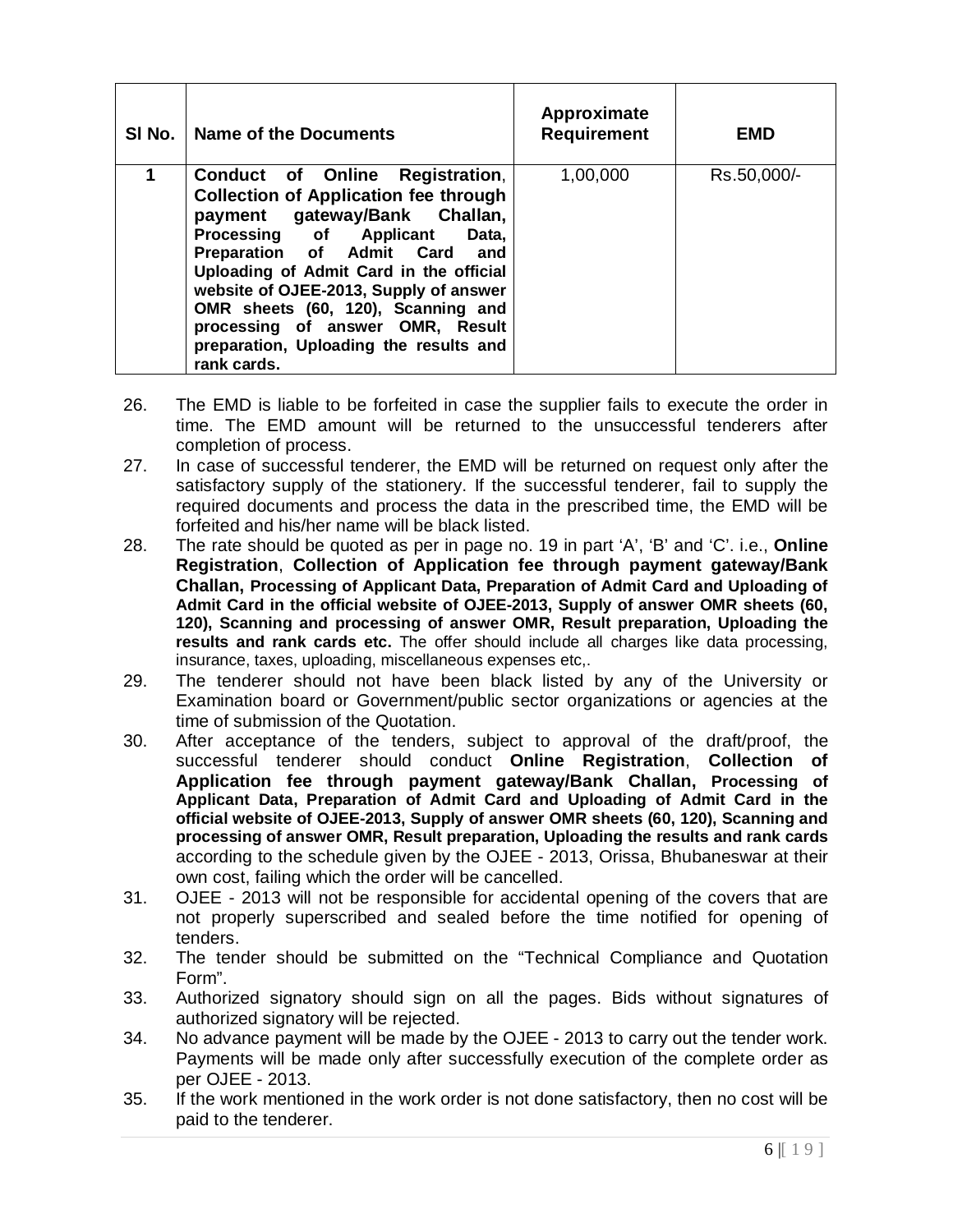| Sl No. | Name of the Documents | Approximate Requirement | EMD |
|---|---|---|---|
| 1 | **Conduct of Online Registration, Collection of Application fee through payment gateway/Bank Challan, Processing of Applicant Data, Preparation of Admit Card and Uploading of Admit Card in the official website of OJEE-2013, Supply of answer OMR sheets (60, 120), Scanning and processing of answer OMR, Result preparation, Uploading the results and rank cards.** | 1,00,000 | Rs.50,000/- |

26. The EMD is liable to be forfeited in case the supplier fails to execute the order in time. The EMD amount will be returned to the unsuccessful tenderers after completion of process.
27. In case of successful tenderer, the EMD will be returned on request only after the satisfactory supply of the stationery. If the successful tenderer, fail to supply the required documents and process the data in the prescribed time, the EMD will be forfeited and his/her name will be black listed.
28. The rate should be quoted as per in page no. 19 in part 'A', 'B' and 'C'. i.e., **Online Registration**, **Collection of Application fee through payment gateway/Bank Challan, Processing of Applicant Data, Preparation of Admit Card and Uploading of Admit Card in the official website of OJEE-2013, Supply of answer OMR sheets (60, 120), Scanning and processing of answer OMR, Result preparation, Uploading the results and rank cards etc.** The offer should include all charges like data processing, insurance, taxes, uploading, miscellaneous expenses etc,.
29. The tenderer should not have been black listed by any of the University or Examination board or Government/public sector organizations or agencies at the time of submission of the Quotation.
30. After acceptance of the tenders, subject to approval of the draft/proof, the successful tenderer should conduct **Online Registration**, **Collection of Application fee through payment gateway/Bank Challan, Processing of Applicant Data, Preparation of Admit Card and Uploading of Admit Card in the official website of OJEE-2013, Supply of answer OMR sheets (60, 120), Scanning and processing of answer OMR, Result preparation, Uploading the results and rank cards** according to the schedule given by the OJEE - 2013, Orissa, Bhubaneswar at their own cost, failing which the order will be cancelled.
31. OJEE - 2013 will not be responsible for accidental opening of the covers that are not properly superscribed and sealed before the time notified for opening of tenders.
32. The tender should be submitted on the "Technical Compliance and Quotation Form".
33. Authorized signatory should sign on all the pages. Bids without signatures of authorized signatory will be rejected.
34. No advance payment will be made by the OJEE - 2013 to carry out the tender work. Payments will be made only after successfully execution of the complete order as per OJEE - 2013.
35. If the work mentioned in the work order is not done satisfactory, then no cost will be paid to the tenderer.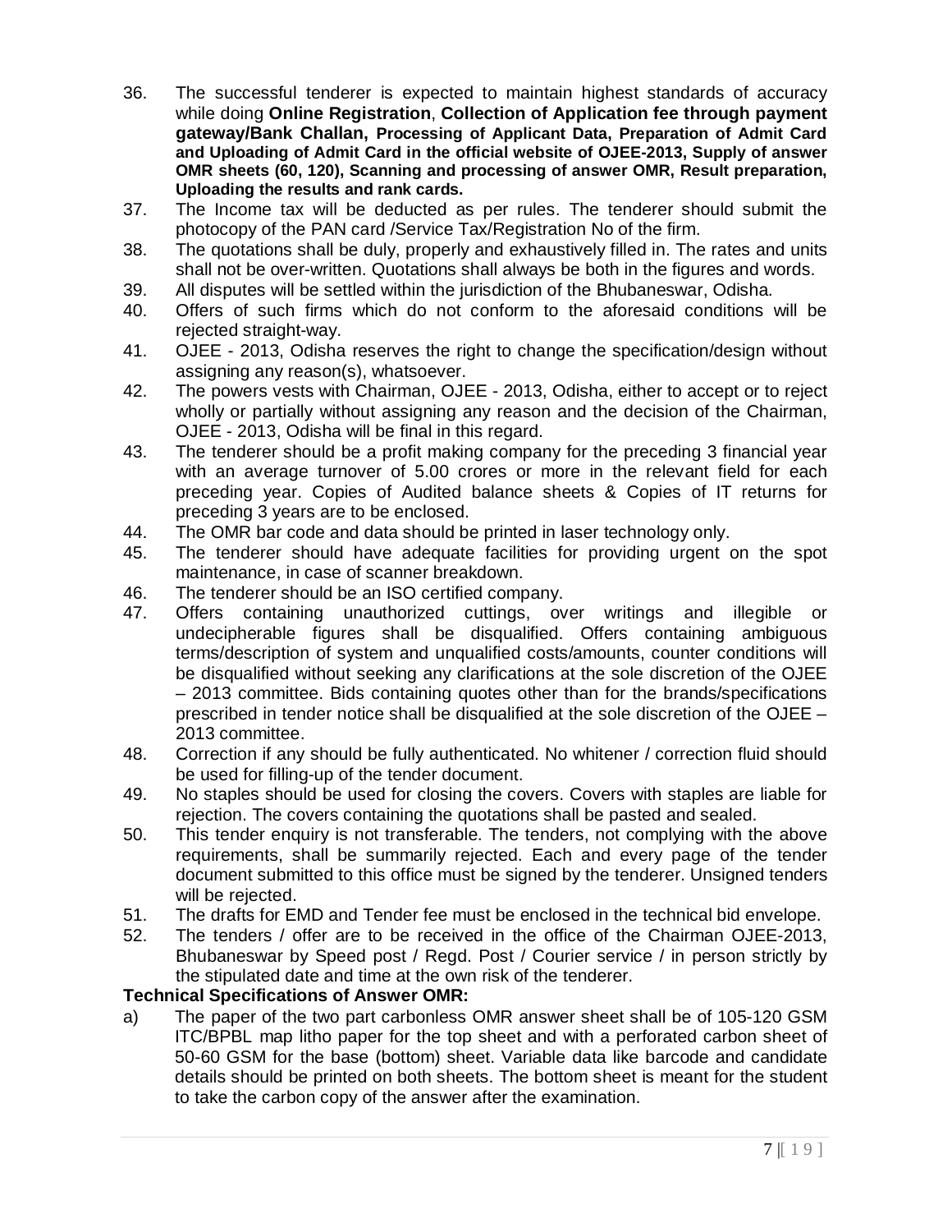36. The successful tenderer is expected to maintain highest standards of accuracy while doing **Online Registration**, **Collection of Application fee through payment gateway/Bank Challan, Processing of Applicant Data, Preparation of Admit Card and Uploading of Admit Card in the official website of OJEE-2013, Supply of answer OMR sheets (60, 120), Scanning and processing of answer OMR, Result preparation, Uploading the results and rank cards.**
37. The Income tax will be deducted as per rules. The tenderer should submit the photocopy of the PAN card /Service Tax/Registration No of the firm.
38. The quotations shall be duly, properly and exhaustively filled in. The rates and units shall not be over-written. Quotations shall always be both in the figures and words.
39. All disputes will be settled within the jurisdiction of the Bhubaneswar, Odisha.
40. Offers of such firms which do not conform to the aforesaid conditions will be rejected straight-way.
41. OJEE - 2013, Odisha reserves the right to change the specification/design without assigning any reason(s), whatsoever.
42. The powers vests with Chairman, OJEE - 2013, Odisha, either to accept or to reject wholly or partially without assigning any reason and the decision of the Chairman, OJEE - 2013, Odisha will be final in this regard.
43. The tenderer should be a profit making company for the preceding 3 financial year with an average turnover of 5.00 crores or more in the relevant field for each preceding year. Copies of Audited balance sheets & Copies of IT returns for preceding 3 years are to be enclosed.
44. The OMR bar code and data should be printed in laser technology only.
45. The tenderer should have adequate facilities for providing urgent on the spot maintenance, in case of scanner breakdown.
46. The tenderer should be an ISO certified company.
47. Offers containing unauthorized cuttings, over writings and illegible or undecipherable figures shall be disqualified. Offers containing ambiguous terms/description of system and unqualified costs/amounts, counter conditions will be disqualified without seeking any clarifications at the sole discretion of the OJEE – 2013 committee. Bids containing quotes other than for the brands/specifications prescribed in tender notice shall be disqualified at the sole discretion of the OJEE – 2013 committee.
48. Correction if any should be fully authenticated. No whitener / correction fluid should be used for filling-up of the tender document.
49. No staples should be used for closing the covers. Covers with staples are liable for rejection. The covers containing the quotations shall be pasted and sealed.
50. This tender enquiry is not transferable. The tenders, not complying with the above requirements, shall be summarily rejected. Each and every page of the tender document submitted to this office must be signed by the tenderer. Unsigned tenders will be rejected.
51. The drafts for EMD and Tender fee must be enclosed in the technical bid envelope.
52. The tenders / offer are to be received in the office of the Chairman OJEE-2013, Bhubaneswar by Speed post / Regd. Post / Courier service / in person strictly by the stipulated date and time at the own risk of the tenderer.

**Technical Specifications of Answer OMR:**

a) The paper of the two part carbonless OMR answer sheet shall be of 105-120 GSM ITC/BPBL map litho paper for the top sheet and with a perforated carbon sheet of 50-60 GSM for the base (bottom) sheet. Variable data like barcode and candidate details should be printed on both sheets. The bottom sheet is meant for the student to take the carbon copy of the answer after the examination.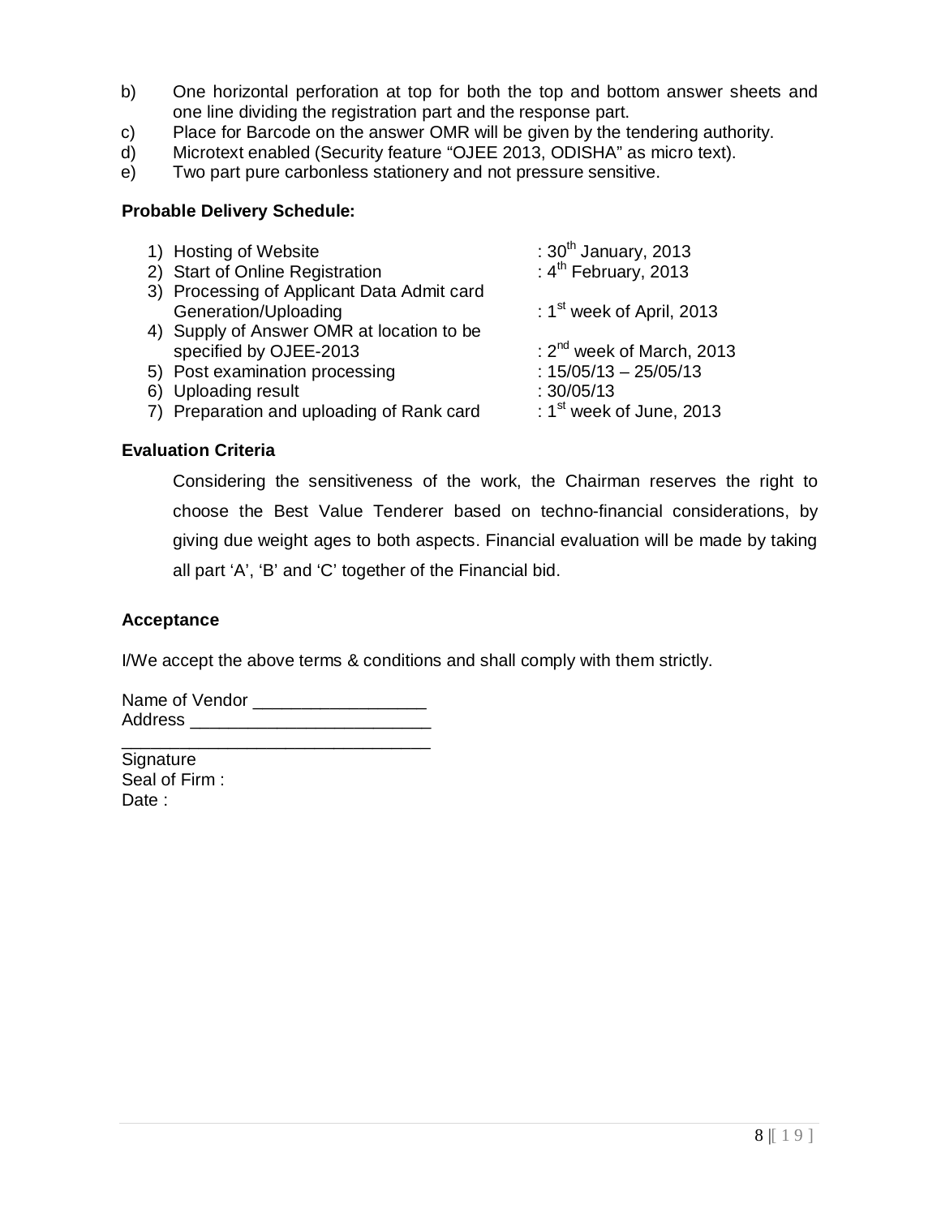b) One horizontal perforation at top for both the top and bottom answer sheets and one line dividing the registration part and the response part.

c) Place for Barcode on the answer OMR will be given by the tendering authority.

d) Microtext enabled (Security feature "OJEE 2013, ODISHA" as micro text).

e) Two part pure carbonless stationery and not pressure sensitive.

**Probable Delivery Schedule:**

| | |
|---|---|
| 1) Hosting of Website | : 30th January, 2013 |
| 2) Start of Online Registration | : 4th February, 2013 |
| 3) Processing of Applicant Data Admit card Generation/Uploading | : 1st week of April, 2013 |
| 4) Supply of Answer OMR at location to be specified by OJEE-2013 | : 2nd week of March, 2013 |
| 5) Post examination processing | : 15/05/13 – 25/05/13 |
| 6) Uploading result | : 30/05/13 |
| 7) Preparation and uploading of Rank card | : 1st week of June, 2013 |

**Evaluation Criteria**

Considering the sensitiveness of the work, the Chairman reserves the right to choose the Best Value Tenderer based on techno-financial considerations, by giving due weight ages to both aspects. Financial evaluation will be made by taking all part 'A', 'B' and 'C' together of the Financial bid.

**Acceptance**

I/We accept the above terms & conditions and shall comply with them strictly.

Name of Vendor __________________
Address _________________________
________________________________
Signature
Seal of Firm :
Date :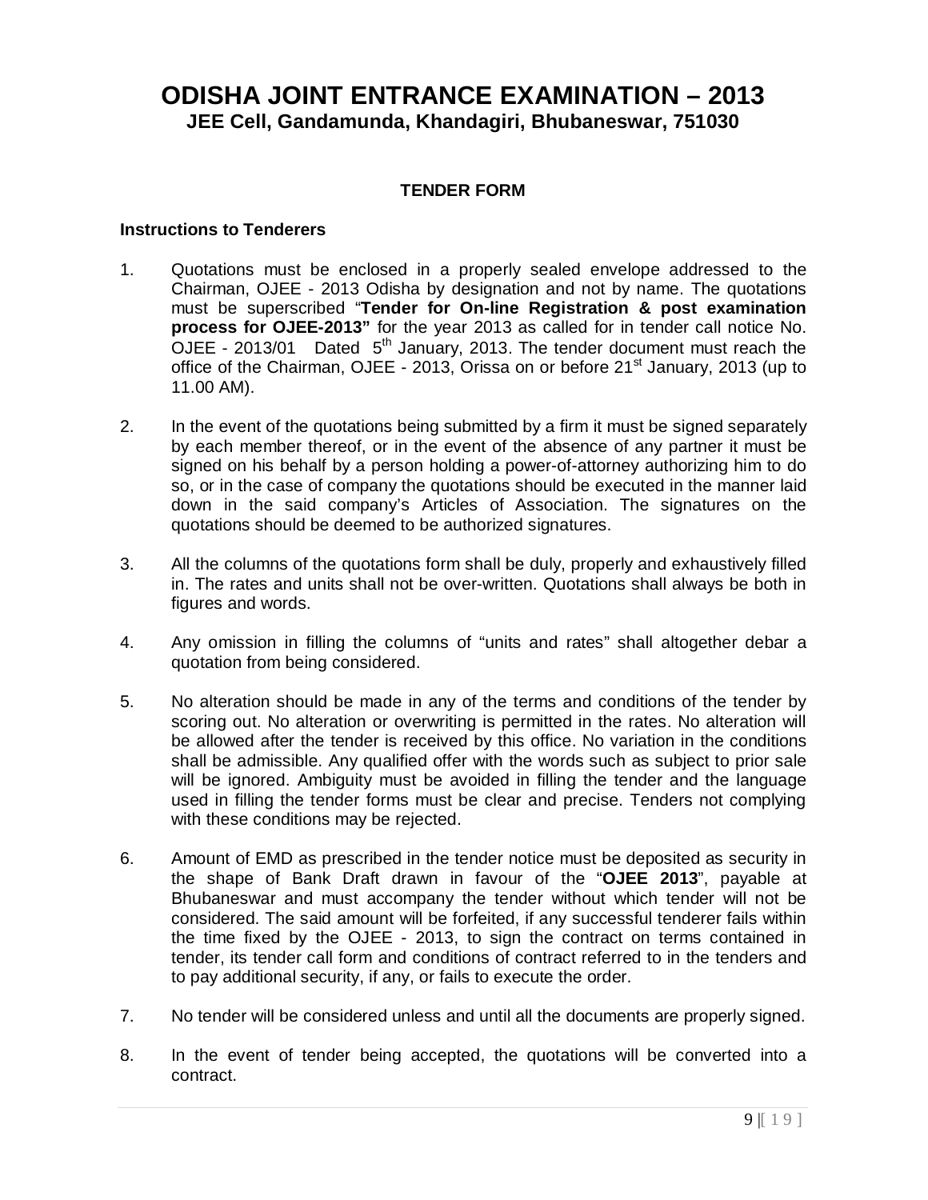# ODISHA JOINT ENTRANCE EXAMINATION – 2013

**JEE Cell, Gandamunda, Khandagiri, Bhubaneswar, 751030**

## TENDER FORM

### Instructions to Tenderers

1. Quotations must be enclosed in a properly sealed envelope addressed to the Chairman, OJEE - 2013 Odisha by designation and not by name. The quotations must be superscribed "**Tender for On-line Registration & post examination process for OJEE-2013"** for the year 2013 as called for in tender call notice No. OJEE - 2013/01 Dated 5th January, 2013. The tender document must reach the office of the Chairman, OJEE - 2013, Orissa on or before 21st January, 2013 (up to 11.00 AM).

2. In the event of the quotations being submitted by a firm it must be signed separately by each member thereof, or in the event of the absence of any partner it must be signed on his behalf by a person holding a power-of-attorney authorizing him to do so, or in the case of company the quotations should be executed in the manner laid down in the said company's Articles of Association. The signatures on the quotations should be deemed to be authorized signatures.

3. All the columns of the quotations form shall be duly, properly and exhaustively filled in. The rates and units shall not be over-written. Quotations shall always be both in figures and words.

4. Any omission in filling the columns of "units and rates" shall altogether debar a quotation from being considered.

5. No alteration should be made in any of the terms and conditions of the tender by scoring out. No alteration or overwriting is permitted in the rates. No alteration will be allowed after the tender is received by this office. No variation in the conditions shall be admissible. Any qualified offer with the words such as subject to prior sale will be ignored. Ambiguity must be avoided in filling the tender and the language used in filling the tender forms must be clear and precise. Tenders not complying with these conditions may be rejected.

6. Amount of EMD as prescribed in the tender notice must be deposited as security in the shape of Bank Draft drawn in favour of the "**OJEE 2013**", payable at Bhubaneswar and must accompany the tender without which tender will not be considered. The said amount will be forfeited, if any successful tenderer fails within the time fixed by the OJEE - 2013, to sign the contract on terms contained in tender, its tender call form and conditions of contract referred to in the tenders and to pay additional security, if any, or fails to execute the order.

7. No tender will be considered unless and until all the documents are properly signed.

8. In the event of tender being accepted, the quotations will be converted into a contract.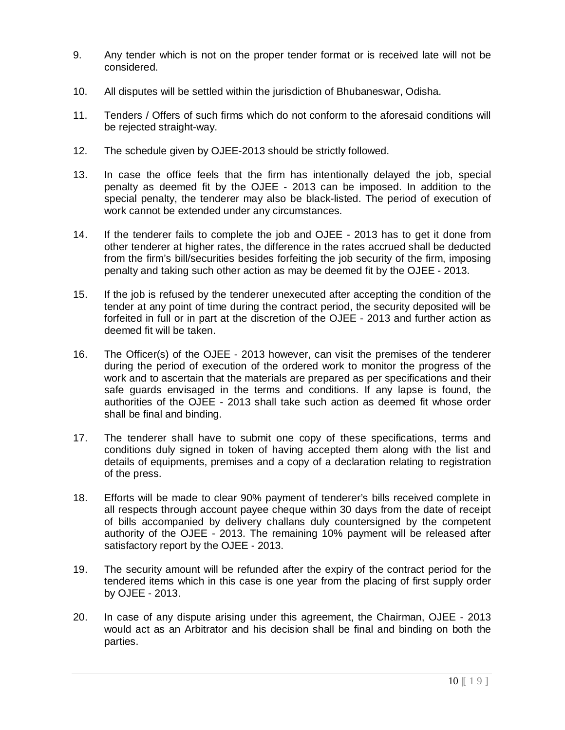9. Any tender which is not on the proper tender format or is received late will not be considered.

10. All disputes will be settled within the jurisdiction of Bhubaneswar, Odisha.

11. Tenders / Offers of such firms which do not conform to the aforesaid conditions will be rejected straight-way.

12. The schedule given by OJEE-2013 should be strictly followed.

13. In case the office feels that the firm has intentionally delayed the job, special penalty as deemed fit by the OJEE - 2013 can be imposed. In addition to the special penalty, the tenderer may also be black-listed. The period of execution of work cannot be extended under any circumstances.

14. If the tenderer fails to complete the job and OJEE - 2013 has to get it done from other tenderer at higher rates, the difference in the rates accrued shall be deducted from the firm's bill/securities besides forfeiting the job security of the firm, imposing penalty and taking such other action as may be deemed fit by the OJEE - 2013.

15. If the job is refused by the tenderer unexecuted after accepting the condition of the tender at any point of time during the contract period, the security deposited will be forfeited in full or in part at the discretion of the OJEE - 2013 and further action as deemed fit will be taken.

16. The Officer(s) of the OJEE - 2013 however, can visit the premises of the tenderer during the period of execution of the ordered work to monitor the progress of the work and to ascertain that the materials are prepared as per specifications and their safe guards envisaged in the terms and conditions. If any lapse is found, the authorities of the OJEE - 2013 shall take such action as deemed fit whose order shall be final and binding.

17. The tenderer shall have to submit one copy of these specifications, terms and conditions duly signed in token of having accepted them along with the list and details of equipments, premises and a copy of a declaration relating to registration of the press.

18. Efforts will be made to clear 90% payment of tenderer's bills received complete in all respects through account payee cheque within 30 days from the date of receipt of bills accompanied by delivery challans duly countersigned by the competent authority of the OJEE - 2013. The remaining 10% payment will be released after satisfactory report by the OJEE - 2013.

19. The security amount will be refunded after the expiry of the contract period for the tendered items which in this case is one year from the placing of first supply order by OJEE - 2013.

20. In case of any dispute arising under this agreement, the Chairman, OJEE - 2013 would act as an Arbitrator and his decision shall be final and binding on both the parties.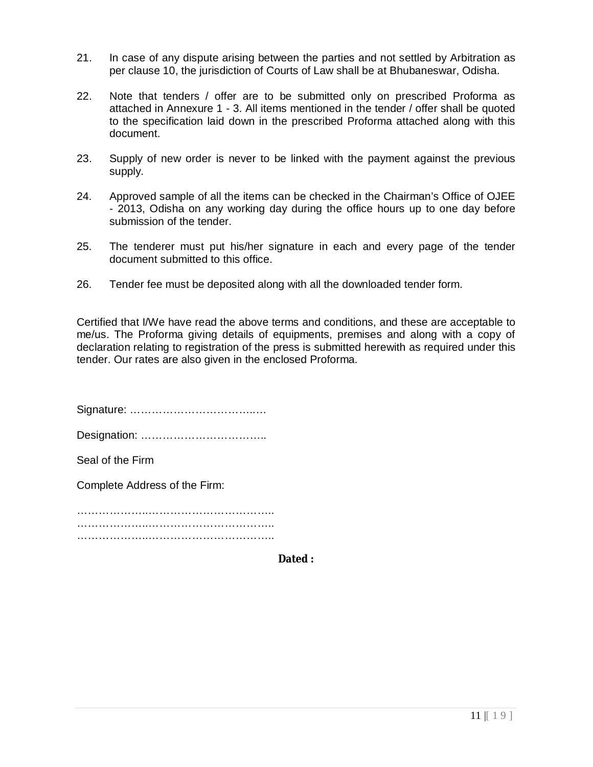21. In case of any dispute arising between the parties and not settled by Arbitration as per clause 10, the jurisdiction of Courts of Law shall be at Bhubaneswar, Odisha.

22. Note that tenders / offer are to be submitted only on prescribed Proforma as attached in Annexure 1 - 3. All items mentioned in the tender / offer shall be quoted to the specification laid down in the prescribed Proforma attached along with this document.

23. Supply of new order is never to be linked with the payment against the previous supply.

24. Approved sample of all the items can be checked in the Chairman's Office of OJEE - 2013, Odisha on any working day during the office hours up to one day before submission of the tender.

25. The tenderer must put his/her signature in each and every page of the tender document submitted to this office.

26. Tender fee must be deposited along with all the downloaded tender form.

Certified that I/We have read the above terms and conditions, and these are acceptable to me/us. The Proforma giving details of equipments, premises and along with a copy of declaration relating to registration of the press is submitted herewith as required under this tender. Our rates are also given in the enclosed Proforma.

Signature: ……………………………..…

Designation: ……………………………..

Seal of the Firm

Complete Address of the Firm:

………………..……………………………..
………………..……………………………..
………………..……………………………..

**Dated :**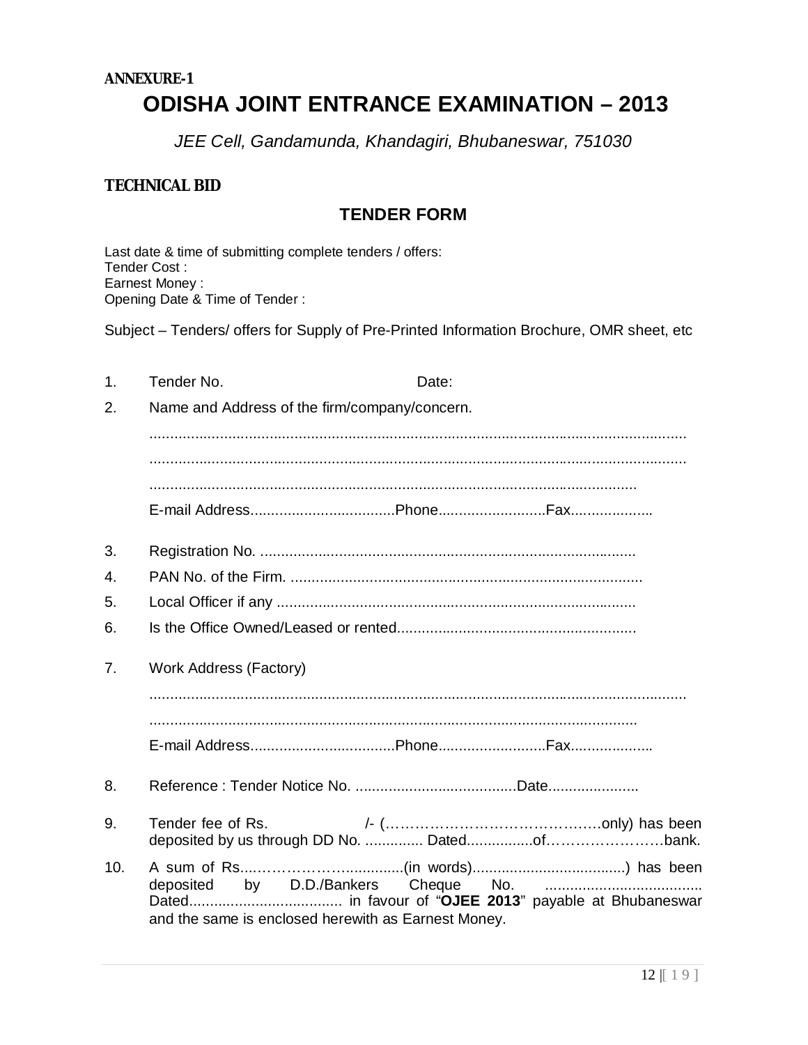**ANNEXURE-1**

# ODISHA JOINT ENTRANCE EXAMINATION – 2013

*JEE Cell, Gandamunda, Khandagiri, Bhubaneswar, 751030*

**TECHNICAL BID**

## TENDER FORM

Last date & time of submitting complete tenders / offers:
Tender Cost :
Earnest Money :
Opening Date & Time of Tender :

Subject – Tenders/ offers for Supply of Pre-Printed Information Brochure, OMR sheet, etc

1. Tender No. Date:

2. Name and Address of the firm/company/concern.

   ..........................................................................................................................

   ..........................................................................................................................

   ..........................................................................................................................

   E-mail Address...................................Phone..........................Fax....................

3. Registration No. ..........................................................................................

4. PAN No. of the Firm. ....................................................................................

5. Local Officer if any .......................................................................................

6. Is the Office Owned/Leased or rented..........................................................

7. Work Address (Factory)

   ..........................................................................................................................

   ..........................................................................................................................

   E-mail Address...................................Phone..........................Fax....................

8. Reference : Tender Notice No. .......................................Date......................

9. Tender fee of Rs. /- (………………………………………only) has been deposited by us through DD No. .............. Dated................of……………………bank.

10. A sum of Rs....……………….............(in words).....................................) has been deposited by D.D./Bankers Cheque No. ...................................... Dated..................................... in favour of "**OJEE 2013**" payable at Bhubaneswar and the same is enclosed herewith as Earnest Money.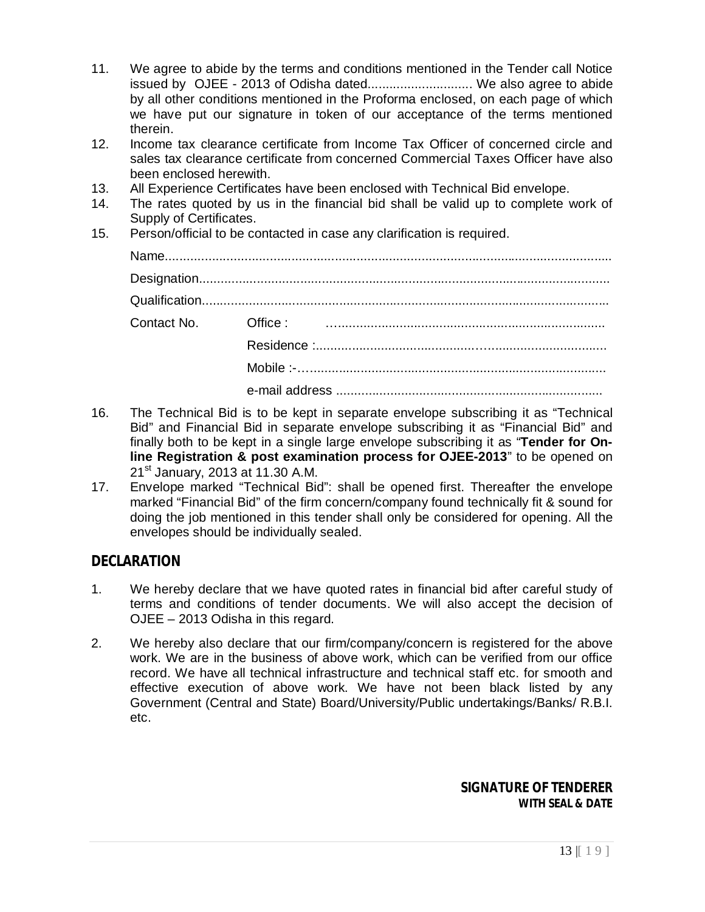11. We agree to abide by the terms and conditions mentioned in the Tender call Notice issued by OJEE - 2013 of Odisha dated............................ We also agree to abide by all other conditions mentioned in the Proforma enclosed, on each page of which we have put our signature in token of our acceptance of the terms mentioned therein.
12. Income tax clearance certificate from Income Tax Officer of concerned circle and sales tax clearance certificate from concerned Commercial Taxes Officer have also been enclosed herewith.
13. All Experience Certificates have been enclosed with Technical Bid envelope.
14. The rates quoted by us in the financial bid shall be valid up to complete work of Supply of Certificates.
15. Person/official to be contacted in case any clarification is required.

    Name.......................................................................................................................

    Designation.............................................................................................................

    Qualification............................................................................................................

    Contact No. Office : ……......................................................................

    Residence :.......................................……...........................

    Mobile :-……..................................................................

    e-mail address ..........................................................

16. The Technical Bid is to be kept in separate envelope subscribing it as "Technical Bid" and Financial Bid in separate envelope subscribing it as "Financial Bid" and finally both to be kept in a single large envelope subscribing it as "**Tender for On-line Registration & post examination process for OJEE-2013**" to be opened on 21st January, 2013 at 11.30 A.M.
17. Envelope marked "Technical Bid": shall be opened first. Thereafter the envelope marked "Financial Bid" of the firm concern/company found technically fit & sound for doing the job mentioned in this tender shall only be considered for opening. All the envelopes should be individually sealed.

## DECLARATION

1. We hereby declare that we have quoted rates in financial bid after careful study of terms and conditions of tender documents. We will also accept the decision of OJEE – 2013 Odisha in this regard.

2. We hereby also declare that our firm/company/concern is registered for the above work. We are in the business of above work, which can be verified from our office record. We have all technical infrastructure and technical staff etc. for smooth and effective execution of above work. We have not been black listed by any Government (Central and State) Board/University/Public undertakings/Banks/ R.B.I. etc.

**SIGNATURE OF TENDERER**
**WITH SEAL & DATE**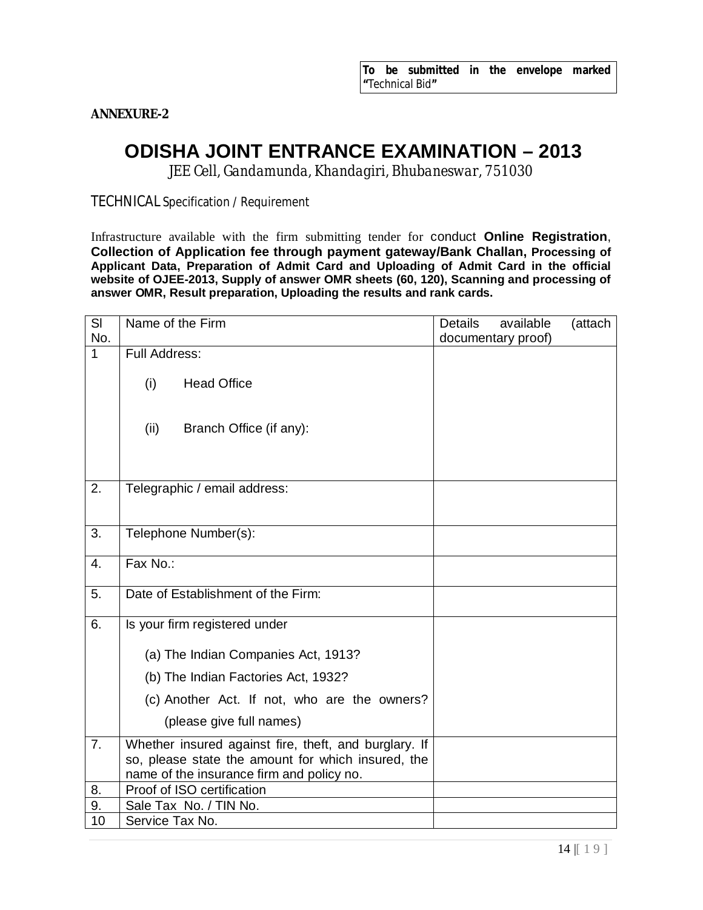**To be submitted in the envelope marked "Technical Bid"**

**ANNEXURE-2**

# ODISHA JOINT ENTRANCE EXAMINATION – 2013

*JEE Cell, Gandamunda, Khandagiri, Bhubaneswar, 751030*

TECHNICAL Specification / Requirement

Infrastructure available with the firm submitting tender for conduct **Online Registration**, **Collection of Application fee through payment gateway/Bank Challan, Processing of Applicant Data, Preparation of Admit Card and Uploading of Admit Card in the official website of OJEE-2013, Supply of answer OMR sheets (60, 120), Scanning and processing of answer OMR, Result preparation, Uploading the results and rank cards.**

| Sl No. | Name of the Firm | Details available (attach documentary proof) |
|---|---|---|
| 1 | Full Address:<br>(i) Head Office<br>(ii) Branch Office (if any): | |
| 2. | Telegraphic / email address: | |
| 3. | Telephone Number(s): | |
| 4. | Fax No.: | |
| 5. | Date of Establishment of the Firm: | |
| 6. | Is your firm registered under<br>(a) The Indian Companies Act, 1913?<br>(b) The Indian Factories Act, 1932?<br>(c) Another Act. If not, who are the owners? (please give full names) | |
| 7. | Whether insured against fire, theft, and burglary. If so, please state the amount for which insured, the name of the insurance firm and policy no. | |
| 8. | Proof of ISO certification | |
| 9. | Sale Tax No. / TIN No. | |
| 10 | Service Tax No. | |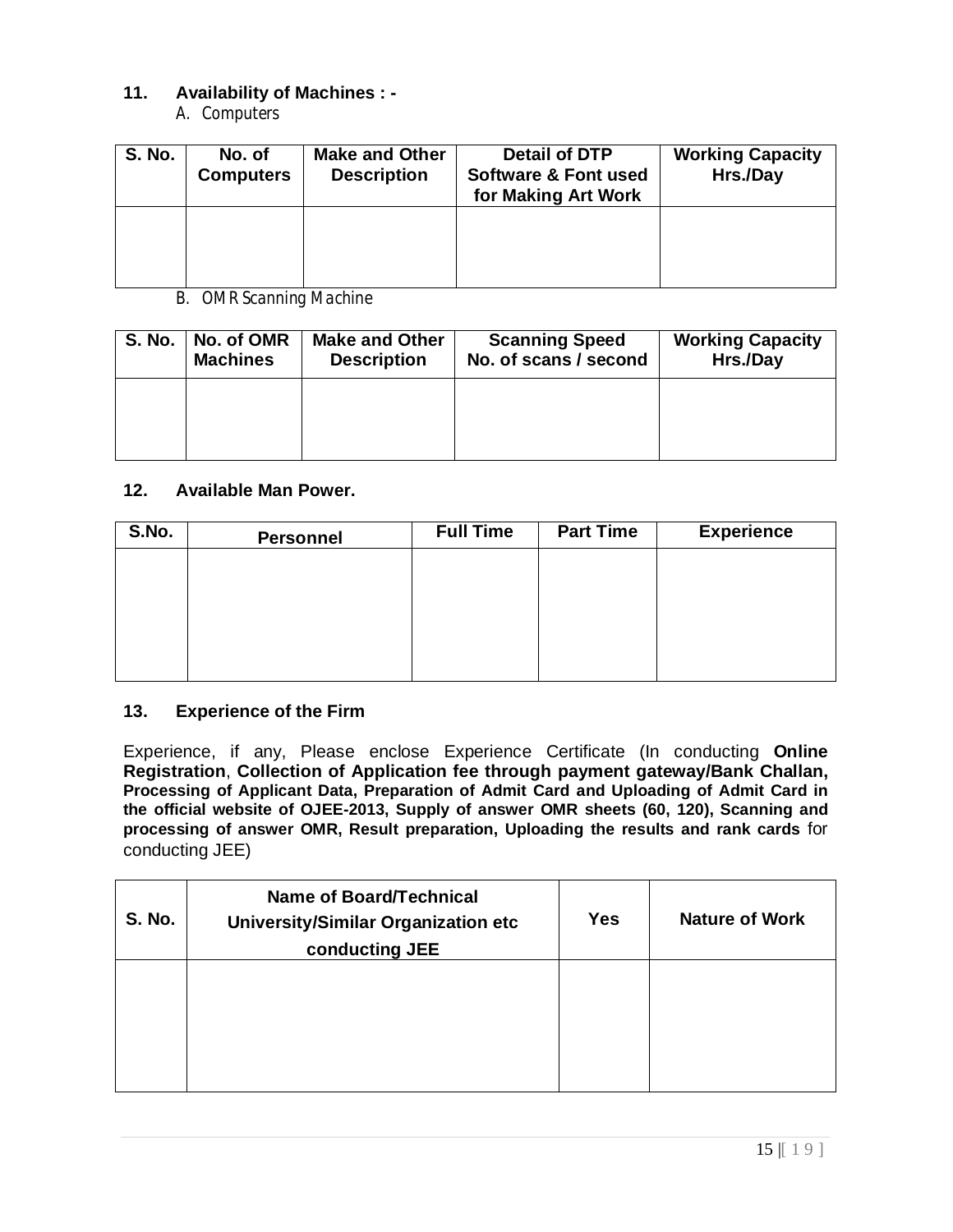**11. Availability of Machines : -**

A. Computers

| S. No. | No. of Computers | Make and Other Description | Detail of DTP Software & Font used for Making Art Work | Working Capacity Hrs./Day |
|---|---|---|---|---|
| | | | | |

B. OMR Scanning Machine

| S. No. | No. of OMR Machines | Make and Other Description | Scanning Speed No. of scans / second | Working Capacity Hrs./Day |
|---|---|---|---|---|
| | | | | |

**12. Available Man Power.**

| S.No. | Personnel | Full Time | Part Time | Experience |
|---|---|---|---|---|
| | | | | |

**13. Experience of the Firm**

Experience, if any, Please enclose Experience Certificate (In conducting **Online Registration**, **Collection of Application fee through payment gateway/Bank Challan, Processing of Applicant Data, Preparation of Admit Card and Uploading of Admit Card in the official website of OJEE-2013, Supply of answer OMR sheets (60, 120), Scanning and processing of answer OMR, Result preparation, Uploading the results and rank cards** for conducting JEE)

| S. No. | Name of Board/Technical University/Similar Organization etc conducting JEE | Yes | Nature of Work |
|---|---|---|---|
| | | | |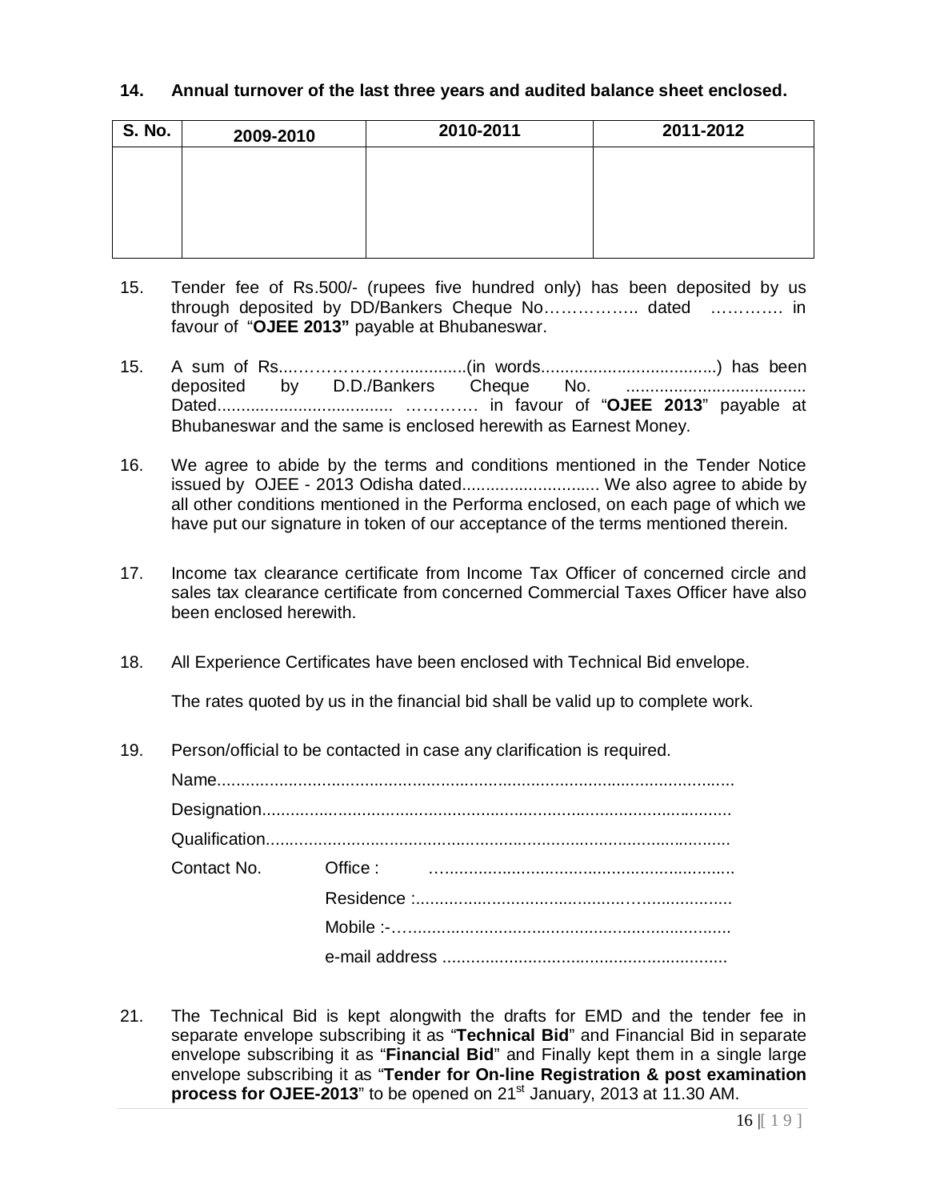**14. Annual turnover of the last three years and audited balance sheet enclosed.**

| S. No. | 2009-2010 | 2010-2011 | 2011-2012 |
|---|---|---|---|
| | | | |

15. Tender fee of Rs.500/- (rupees five hundred only) has been deposited by us through deposited by DD/Bankers Cheque No…………….. dated …………. in favour of "**OJEE 2013"** payable at Bhubaneswar.

15. A sum of Rs...…………………..............(in words.....................................) has been deposited by D.D./Bankers Cheque No. ...................................... Dated..................................... …………. in favour of "**OJEE 2013**" payable at Bhubaneswar and the same is enclosed herewith as Earnest Money.

16. We agree to abide by the terms and conditions mentioned in the Tender Notice issued by OJEE - 2013 Odisha dated............................. We also agree to abide by all other conditions mentioned in the Performa enclosed, on each page of which we have put our signature in token of our acceptance of the terms mentioned therein.

17. Income tax clearance certificate from Income Tax Officer of concerned circle and sales tax clearance certificate from concerned Commercial Taxes Officer have also been enclosed herewith.

18. All Experience Certificates have been enclosed with Technical Bid envelope.

    The rates quoted by us in the financial bid shall be valid up to complete work.

19. Person/official to be contacted in case any clarification is required.

    Name...........................................................................................................

    Designation.................................................................................................

    Qualification................................................................................................

    Contact No. Office : …..............................................................

    Residence :.................................................….................

    Mobile :-…...................................................................

    e-mail address ............................................................

21. The Technical Bid is kept alongwith the drafts for EMD and the tender fee in separate envelope subscribing it as "**Technical Bid**" and Financial Bid in separate envelope subscribing it as "**Financial Bid**" and Finally kept them in a single large envelope subscribing it as "**Tender for On-line Registration & post examination process for OJEE-2013**" to be opened on 21st January, 2013 at 11.30 AM.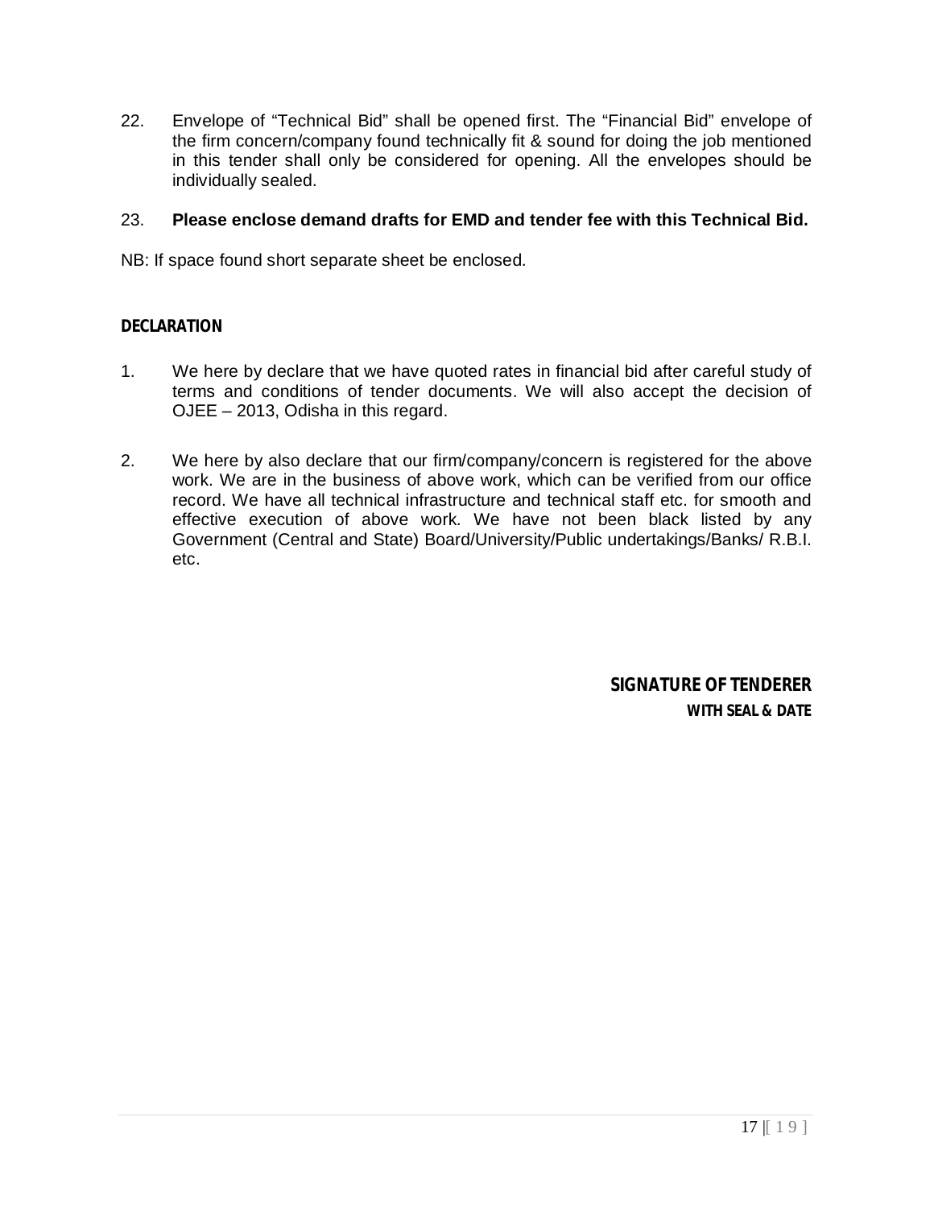22. Envelope of "Technical Bid" shall be opened first. The "Financial Bid" envelope of the firm concern/company found technically fit & sound for doing the job mentioned in this tender shall only be considered for opening. All the envelopes should be individually sealed.

23. **Please enclose demand drafts for EMD and tender fee with this Technical Bid.**

NB: If space found short separate sheet be enclosed.

**DECLARATION**

1. We here by declare that we have quoted rates in financial bid after careful study of terms and conditions of tender documents. We will also accept the decision of OJEE – 2013, Odisha in this regard.

2. We here by also declare that our firm/company/concern is registered for the above work. We are in the business of above work, which can be verified from our office record. We have all technical infrastructure and technical staff etc. for smooth and effective execution of above work. We have not been black listed by any Government (Central and State) Board/University/Public undertakings/Banks/ R.B.I. etc.

**SIGNATURE OF TENDERER**
**WITH SEAL & DATE**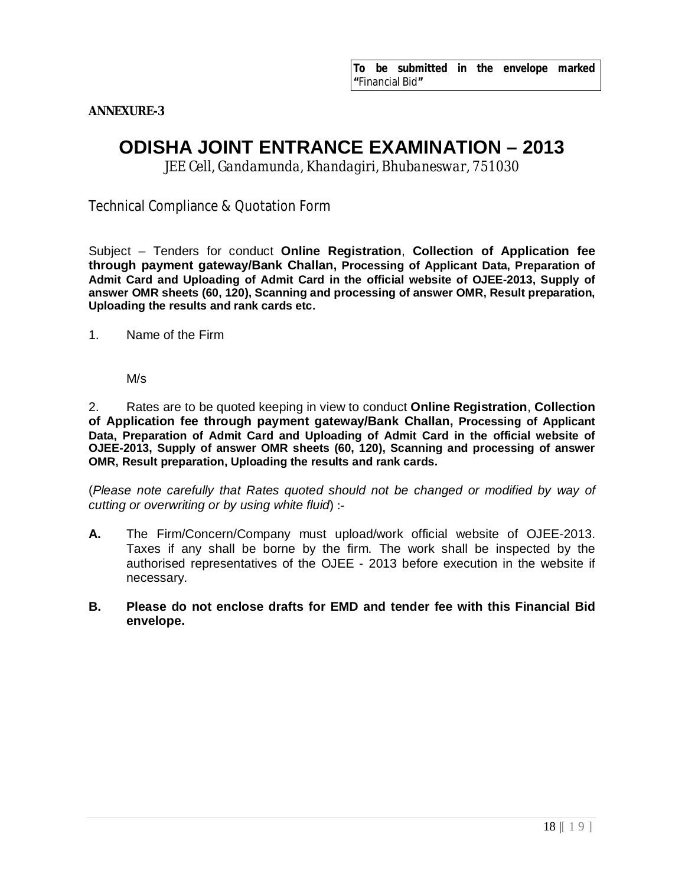**To be submitted in the envelope marked "**Financial Bid**"**

**ANNEXURE-3**

# ODISHA JOINT ENTRANCE EXAMINATION – 2013

*JEE Cell, Gandamunda, Khandagiri, Bhubaneswar, 751030*

## Technical Compliance & Quotation Form

Subject – Tenders for conduct **Online Registration**, **Collection of Application fee through payment gateway/Bank Challan, Processing of Applicant Data, Preparation of Admit Card and Uploading of Admit Card in the official website of OJEE-2013, Supply of answer OMR sheets (60, 120), Scanning and processing of answer OMR, Result preparation, Uploading the results and rank cards etc.**

1. Name of the Firm

   M/s

2. Rates are to be quoted keeping in view to conduct **Online Registration**, **Collection of Application fee through payment gateway/Bank Challan, Processing of Applicant Data, Preparation of Admit Card and Uploading of Admit Card in the official website of OJEE-2013, Supply of answer OMR sheets (60, 120), Scanning and processing of answer OMR, Result preparation, Uploading the results and rank cards.**

(*Please note carefully that Rates quoted should not be changed or modified by way of cutting or overwriting or by using white fluid*) :-

**A.** The Firm/Concern/Company must upload/work official website of OJEE-2013. Taxes if any shall be borne by the firm. The work shall be inspected by the authorised representatives of the OJEE - 2013 before execution in the website if necessary.

**B. Please do not enclose drafts for EMD and tender fee with this Financial Bid envelope.**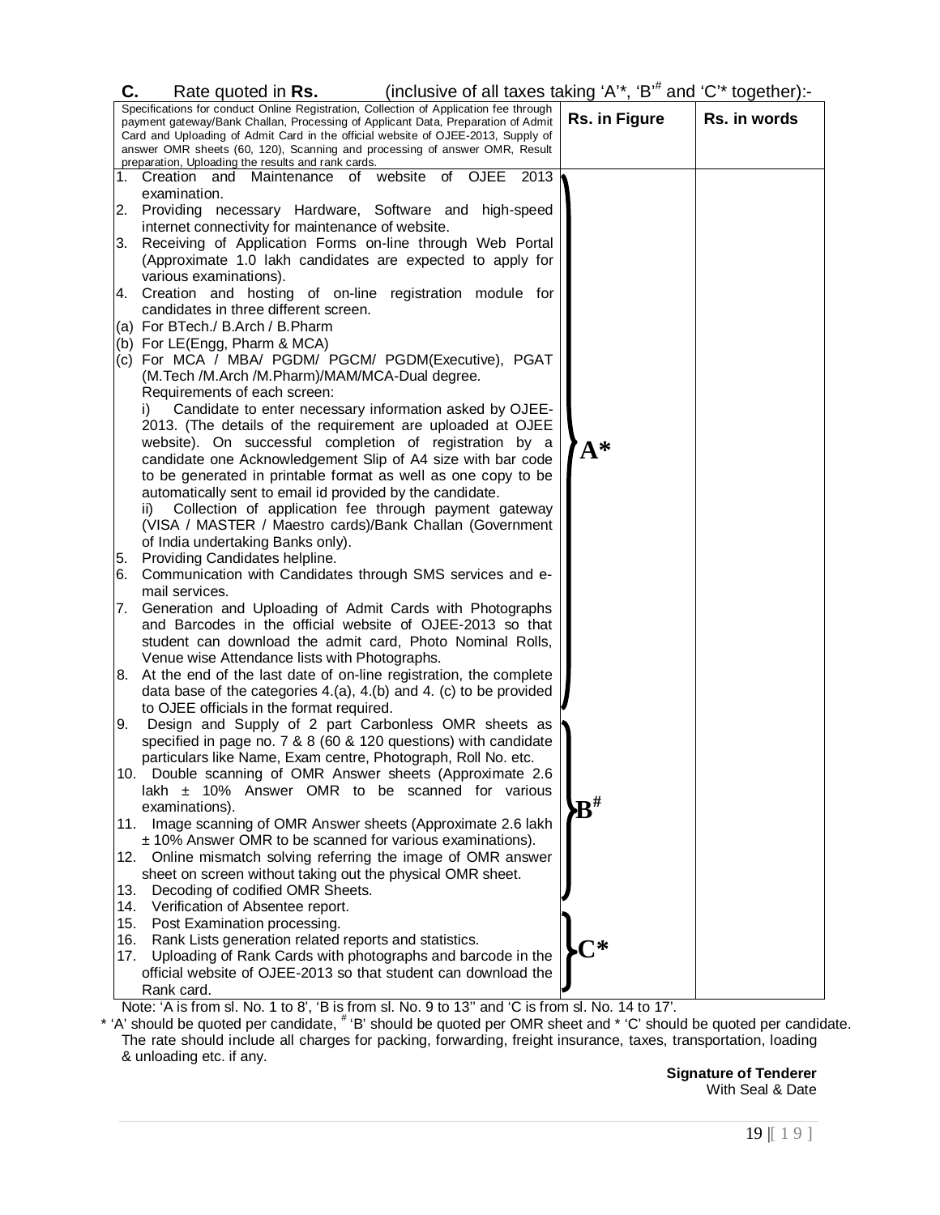**C.** Rate quoted in **Rs.** (inclusive of all taxes taking 'A'*, 'B'# and 'C'* together):-

| Specifications for conduct Online Registration, Collection of Application fee through payment gateway/Bank Challan, Processing of Applicant Data, Preparation of Admit Card and Uploading of Admit Card in the official website of OJEE-2013, Supply of answer OMR sheets (60, 120), Scanning and processing of answer OMR, Result preparation, Uploading the results and rank cards. | Rs. in Figure | Rs. in words |
|---|---|---|
| 1. Creation and Maintenance of website of OJEE 2013 examination.<br>2. Providing necessary Hardware, Software and high-speed internet connectivity for maintenance of website.<br>3. Receiving of Application Forms on-line through Web Portal (Approximate 1.0 lakh candidates are expected to apply for various examinations).<br>4. Creation and hosting of on-line registration module for candidates in three different screen.<br>(a) For BTech./ B.Arch / B.Pharm<br>(b) For LE(Engg, Pharm & MCA)<br>(c) For MCA / MBA/ PGDM/ PGCM/ PGDM(Executive), PGAT (M.Tech /M.Arch /M.Pharm)/MAM/MCA-Dual degree.<br>Requirements of each screen:<br>i) Candidate to enter necessary information asked by OJEE-2013. (The details of the requirement are uploaded at OJEE website). On successful completion of registration by a candidate one Acknowledgement Slip of A4 size with bar code to be generated in printable format as well as one copy to be automatically sent to email id provided by the candidate.<br>ii) Collection of application fee through payment gateway (VISA / MASTER / Maestro cards)/Bank Challan (Government of India undertaking Banks only).<br>5. Providing Candidates helpline.<br>6. Communication with Candidates through SMS services and e-mail services.<br>7. Generation and Uploading of Admit Cards with Photographs and Barcodes in the official website of OJEE-2013 so that student can download the admit card, Photo Nominal Rolls, Venue wise Attendance lists with Photographs.<br>8. At the end of the last date of on-line registration, the complete data base of the categories 4.(a), 4.(b) and 4. (c) to be provided to OJEE officials in the format required. | A* | |
| 9. Design and Supply of 2 part Carbonless OMR sheets as specified in page no. 7 & 8 (60 & 120 questions) with candidate particulars like Name, Exam centre, Photograph, Roll No. etc.<br>10. Double scanning of OMR Answer sheets (Approximate 2.6 lakh ± 10% Answer OMR to be scanned for various examinations).<br>11. Image scanning of OMR Answer sheets (Approximate 2.6 lakh ± 10% Answer OMR to be scanned for various examinations).<br>12. Online mismatch solving referring the image of OMR answer sheet on screen without taking out the physical OMR sheet.<br>13. Decoding of codified OMR Sheets. | B# | |
| 14. Verification of Absentee report.<br>15. Post Examination processing.<br>16. Rank Lists generation related reports and statistics.<br>17. Uploading of Rank Cards with photographs and barcode in the official website of OJEE-2013 so that student can download the Rank card. | C* | |

Note: 'A is from sl. No. 1 to 8', 'B is from sl. No. 9 to 13'' and 'C is from sl. No. 14 to 17'.

* 'A' should be quoted per candidate, # 'B' should be quoted per OMR sheet and * 'C' should be quoted per candidate. The rate should include all charges for packing, forwarding, freight insurance, taxes, transportation, loading & unloading etc. if any.

**Signature of Tenderer**
With Seal & Date